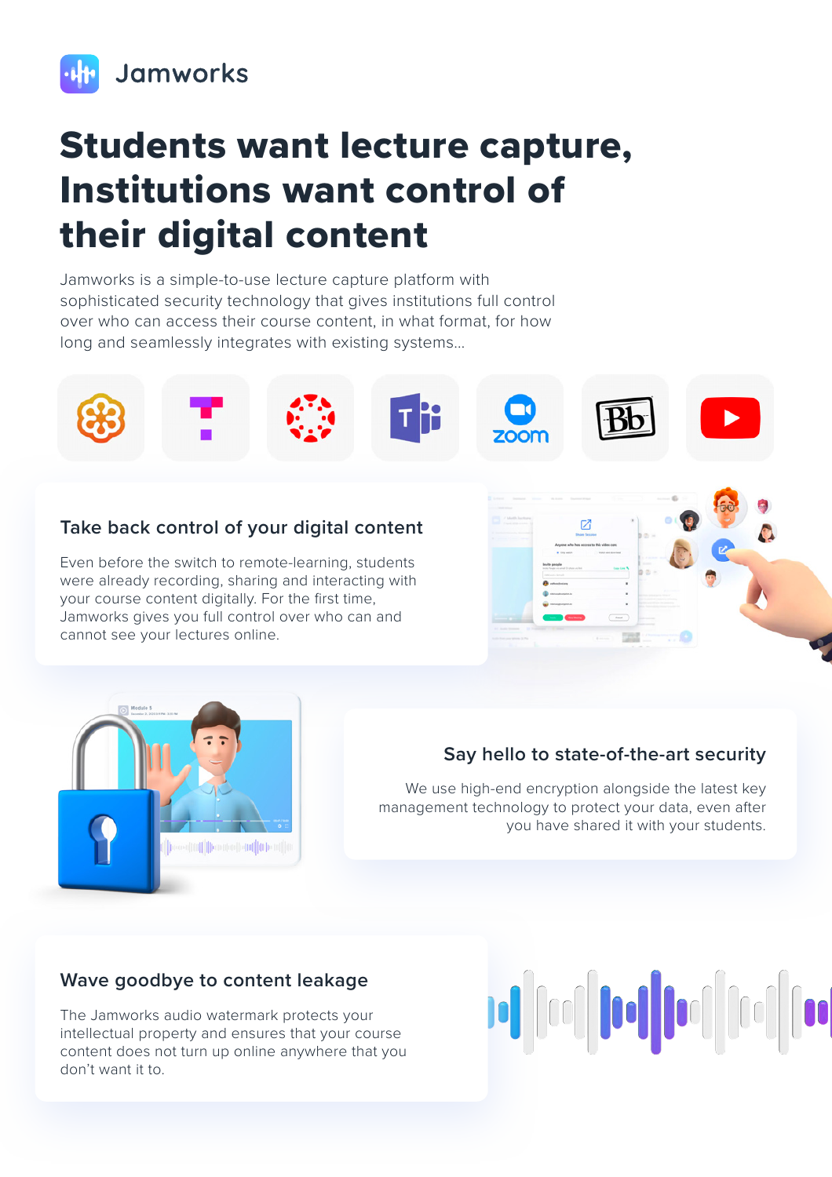Jamworks

# Students want lecture capture, Institutions want control of their digital content

Jamworks is a simple-to-use lecture capture platform with sophisticated security technology that gives institutions full control over who can access their course content, in what format, for how long and seamlessly integrates with existing systems...

## Take back control of your digital content

Even before the switch to remote-learning, students were already recording, sharing and interacting with your course content digitally. For the first time, Jamworks gives you full control over who can and cannot see your lectures online.

## Say hello to state-of-the-art security

We use high-end encryption alongside the latest key management technology to protect your data, even after you have shared it with your students.

## Wave goodbye to content leakage

The Jamworks audio watermark protects your intellectual property and ensures that your course content does not turn up online anywhere that you don't want it to.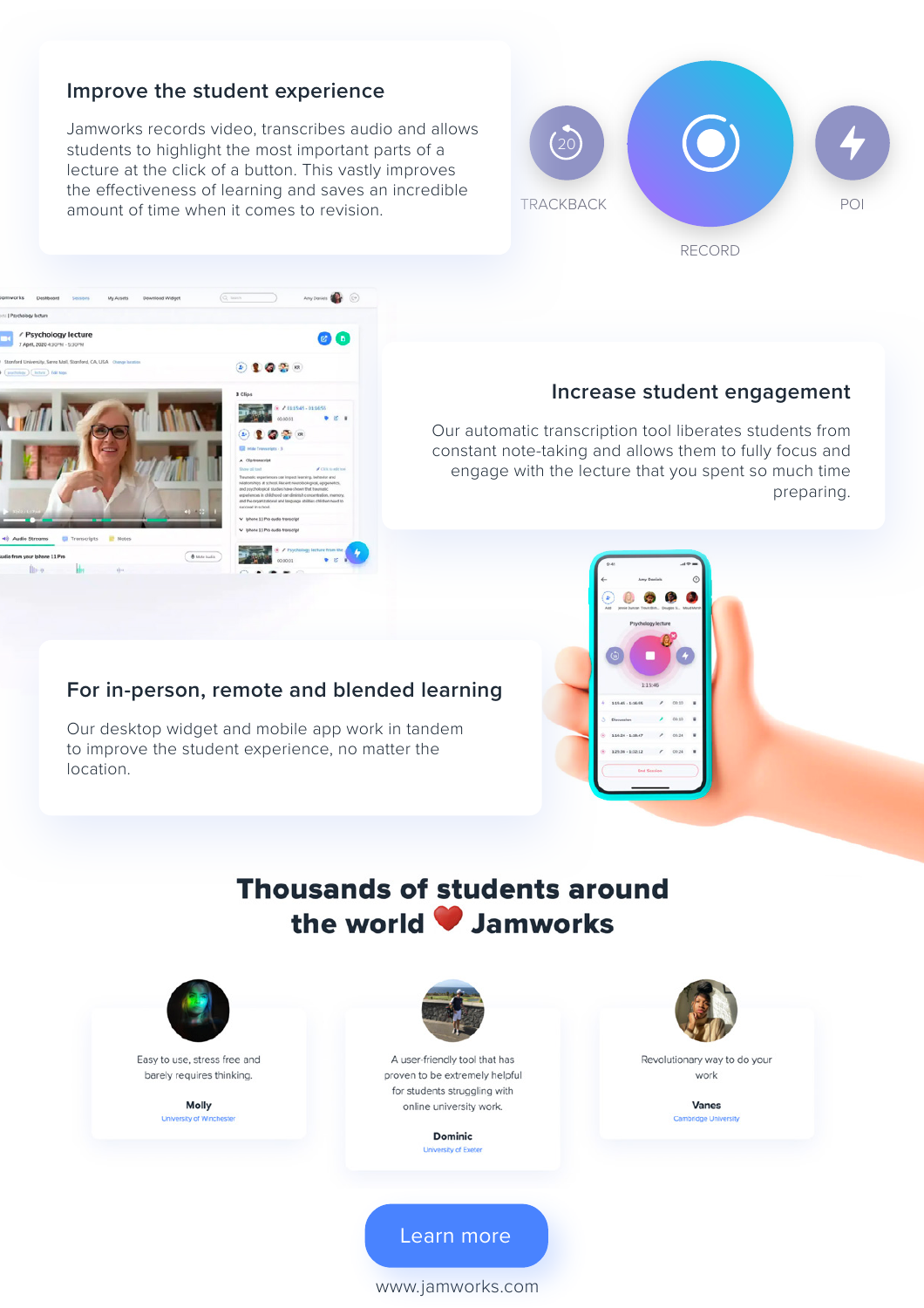## Improve the student experience

Jamworks records video, transcribes audio and allows students to highlight the most important parts of a lecture at the click of a button. This vastly improves the effectiveness of learning and saves an incredible amount of time when it comes to revision.

TRACKBACK

RECORD

POI

## Increase student engagement

Our automatic transcription tool liberates students from constant note-taking and allows them to fully focus and engage with the lecture that you spent so much time preparing.

## For in-person, remote and blended learning

Our desktop widget and mobile app work in tandem to improve the student experience, no matter the location.

# Thousands of students around the world ❤️ Jamworks

Easy to use, stress free and barely requires thinking.

**Molly**
University of Winchester

A user-friendly tool that has proven to be extremely helpful for students struggling with online university work.

**Dominic**
University of Exeter

Revolutionary way to do your work

**Vanes**
Cambridge University

Learn more

www.jamworks.com